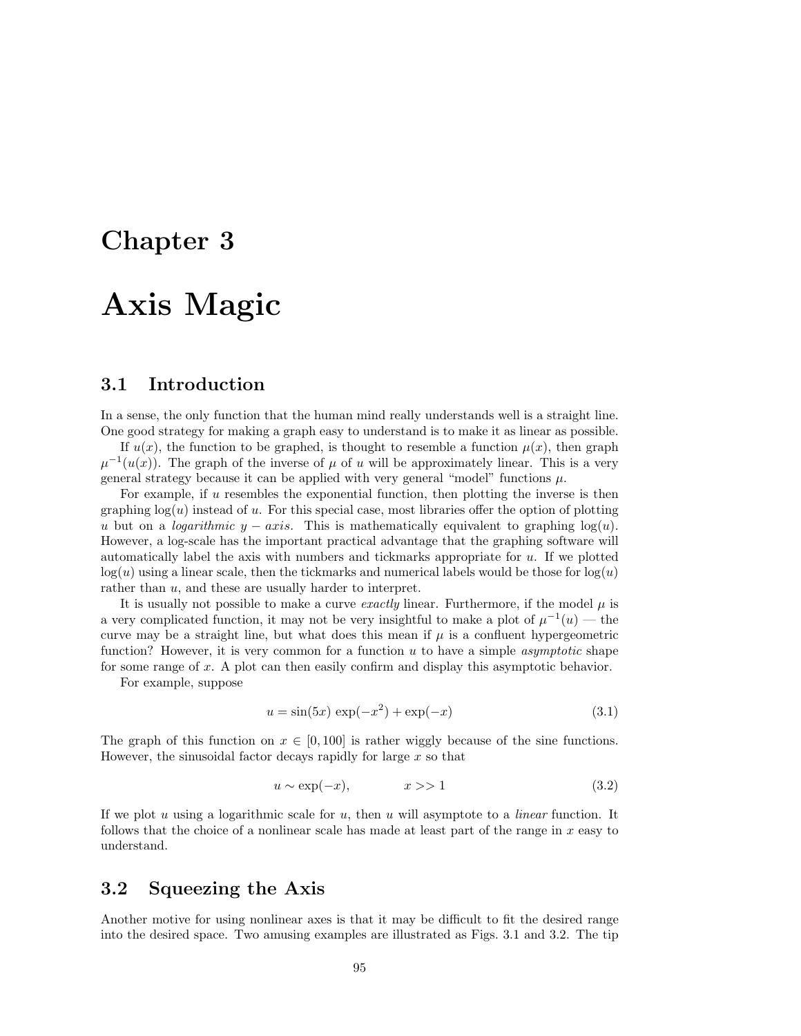# Chapter 3

# Axis Magic

## 3.1 Introduction

In a sense, the only function that the human mind really understands well is a straight line. One good strategy for making a graph easy to understand is to make it as linear as possible.

If $u(x)$, the function to be graphed, is thought to resemble a function $\mu(x)$, then graph $\mu^{-1}(u(x))$. The graph of the inverse of $\mu$ of $u$ will be approximately linear. This is a very general strategy because it can be applied with very general "model" functions $\mu$.

For example, if $u$ resembles the exponential function, then plotting the inverse is then graphing $\log(u)$ instead of $u$. For this special case, most libraries offer the option of plotting $u$ but on a *logarithmic* $y-axis$. This is mathematically equivalent to graphing $\log(u)$. However, a log-scale has the important practical advantage that the graphing software will automatically label the axis with numbers and tickmarks appropriate for $u$. If we plotted $\log(u)$ using a linear scale, then the tickmarks and numerical labels would be those for $\log(u)$ rather than $u$, and these are usually harder to interpret.

It is usually not possible to make a curve *exactly* linear. Furthermore, if the model $\mu$ is a very complicated function, it may not be very insightful to make a plot of $\mu^{-1}(u)$ — the curve may be a straight line, but what does this mean if $\mu$ is a confluent hypergeometric function? However, it is very common for a function $u$ to have a simple *asymptotic* shape for some range of $x$. A plot can then easily confirm and display this asymptotic behavior.

For example, suppose

$$u = \sin(5x)\,\exp(-x^2) + \exp(-x) \tag{3.1}$$

The graph of this function on $x \in [0, 100]$ is rather wiggly because of the sine functions. However, the sinusoidal factor decays rapidly for large $x$ so that

$$u \sim \exp(-x), \qquad x >> 1 \tag{3.2}$$

If we plot $u$ using a logarithmic scale for $u$, then $u$ will asymptote to a *linear* function. It follows that the choice of a nonlinear scale has made at least part of the range in $x$ easy to understand.

## 3.2 Squeezing the Axis

Another motive for using nonlinear axes is that it may be difficult to fit the desired range into the desired space. Two amusing examples are illustrated as Figs. 3.1 and 3.2. The tip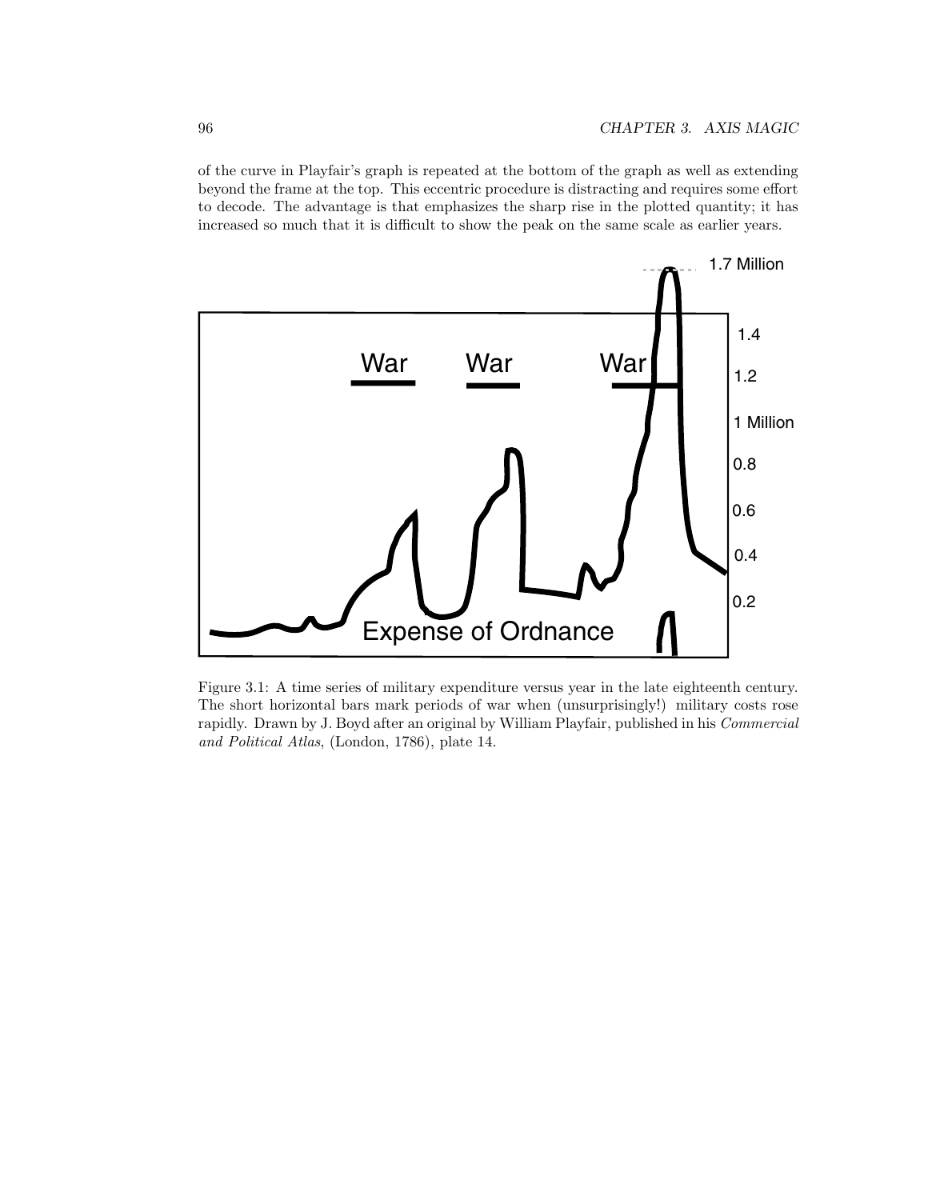of the curve in Playfair's graph is repeated at the bottom of the graph as well as extending beyond the frame at the top. This eccentric procedure is distracting and requires some effort to decode. The advantage is that emphasizes the sharp rise in the plotted quantity; it has increased so much that it is difficult to show the peak on the same scale as earlier years.

Figure 3.1: A time series of military expenditure versus year in the late eighteenth century. The short horizontal bars mark periods of war when (unsurprisingly!) military costs rose rapidly. Drawn by J. Boyd after an original by William Playfair, published in his *Commercial and Political Atlas*, (London, 1786), plate 14.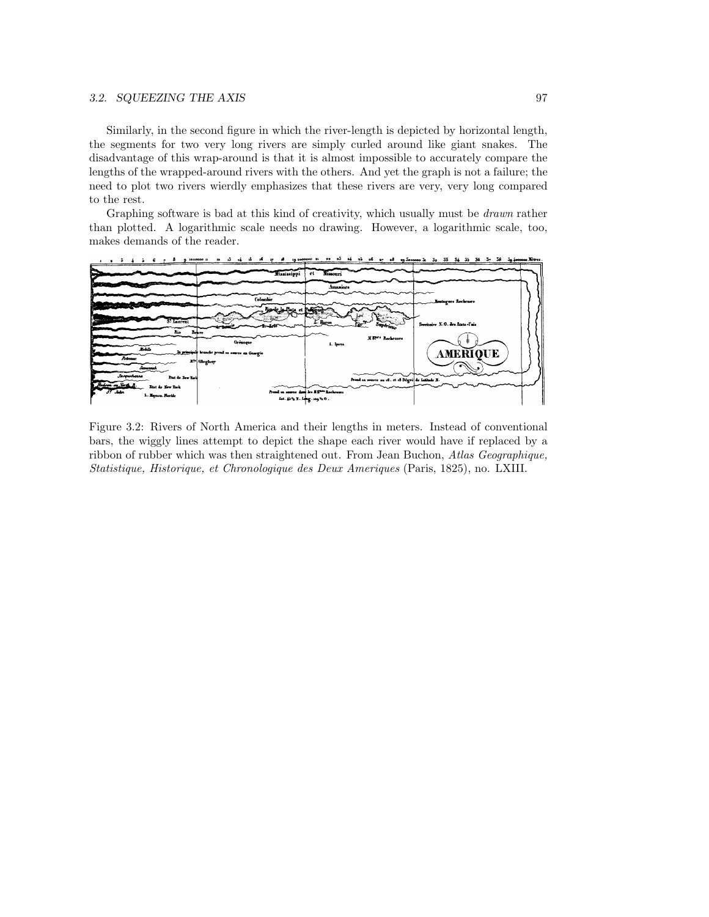Similarly, in the second figure in which the river-length is depicted by horizontal length, the segments for two very long rivers are simply curled around like giant snakes. The disadvantage of this wrap-around is that it is almost impossible to accurately compare the lengths of the wrapped-around rivers with the others. And yet the graph is not a failure; the need to plot two rivers wierdly emphasizes that these rivers are very, very long compared to the rest.

Graphing software is bad at this kind of creativity, which usually must be *drawn* rather than plotted. A logarithmic scale needs no drawing. However, a logarithmic scale, too, makes demands of the reader.

Figure 3.2: Rivers of North America and their lengths in meters. Instead of conventional bars, the wiggly lines attempt to depict the shape each river would have if replaced by a ribbon of rubber which was then straightened out. From Jean Buchon, *Atlas Geographique, Statistique, Historique, et Chronologique des Deux Ameriques* (Paris, 1825), no. LXIII.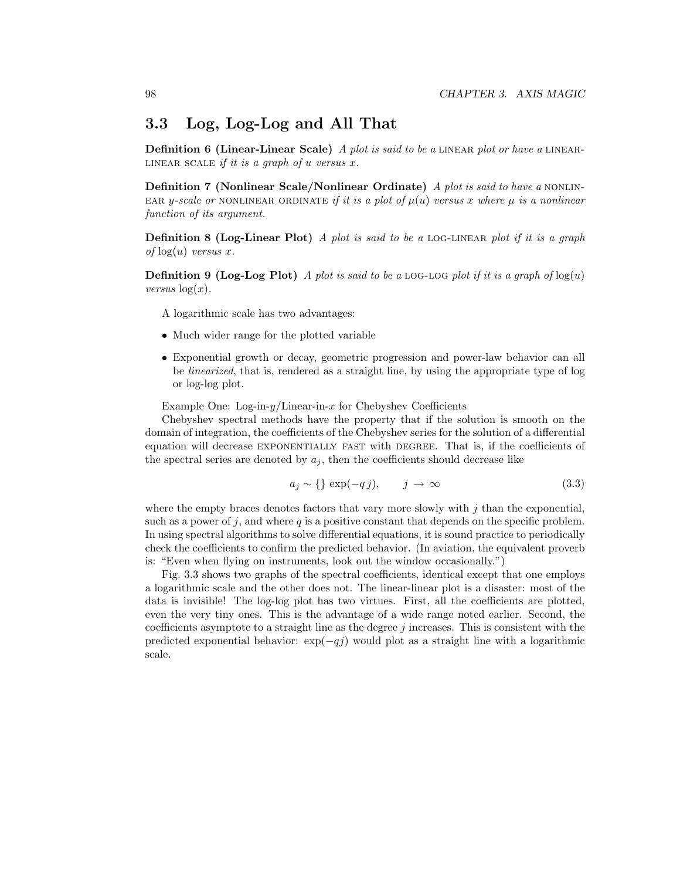## 3.3 Log, Log-Log and All That

**Definition 6 (Linear-Linear Scale)** *A plot is said to be a* LINEAR *plot or have a* LINEAR-LINEAR SCALE *if it is a graph of $u$ versus $x$.*

**Definition 7 (Nonlinear Scale/Nonlinear Ordinate)** *A plot is said to have a* NONLINEAR *y-scale or* NONLINEAR ORDINATE *if it is a plot of $\mu(u)$ versus $x$ where $\mu$ is a nonlinear function of its argument.*

**Definition 8 (Log-Linear Plot)** *A plot is said to be a* LOG-LINEAR *plot if it is a graph of $\log(u)$ versus $x$.*

**Definition 9 (Log-Log Plot)** *A plot is said to be a* LOG-LOG *plot if it is a graph of $\log(u)$ versus $\log(x)$.*

A logarithmic scale has two advantages:

- Much wider range for the plotted variable
- Exponential growth or decay, geometric progression and power-law behavior can all be *linearized*, that is, rendered as a straight line, by using the appropriate type of log or log-log plot.

Example One: Log-in-$y$/Linear-in-$x$ for Chebyshev Coefficients

Chebyshev spectral methods have the property that if the solution is smooth on the domain of integration, the coefficients of the Chebyshev series for the solution of a differential equation will decrease EXPONENTIALLY FAST with DEGREE. That is, if the coefficients of the spectral series are denoted by $a_j$, then the coefficients should decrease like

$$a_j \sim \{\} \exp(-q\, j), \qquad j \rightarrow \infty \tag{3.3}$$

where the empty braces denotes factors that vary more slowly with $j$ than the exponential, such as a power of $j$, and where $q$ is a positive constant that depends on the specific problem. In using spectral algorithms to solve differential equations, it is sound practice to periodically check the coefficients to confirm the predicted behavior. (In aviation, the equivalent proverb is: "Even when flying on instruments, look out the window occasionally.")

Fig. 3.3 shows two graphs of the spectral coefficients, identical except that one employs a logarithmic scale and the other does not. The linear-linear plot is a disaster: most of the data is invisible! The log-log plot has two virtues. First, all the coefficients are plotted, even the very tiny ones. This is the advantage of a wide range noted earlier. Second, the coefficients asymptote to a straight line as the degree $j$ increases. This is consistent with the predicted exponential behavior: $\exp(-qj)$ would plot as a straight line with a logarithmic scale.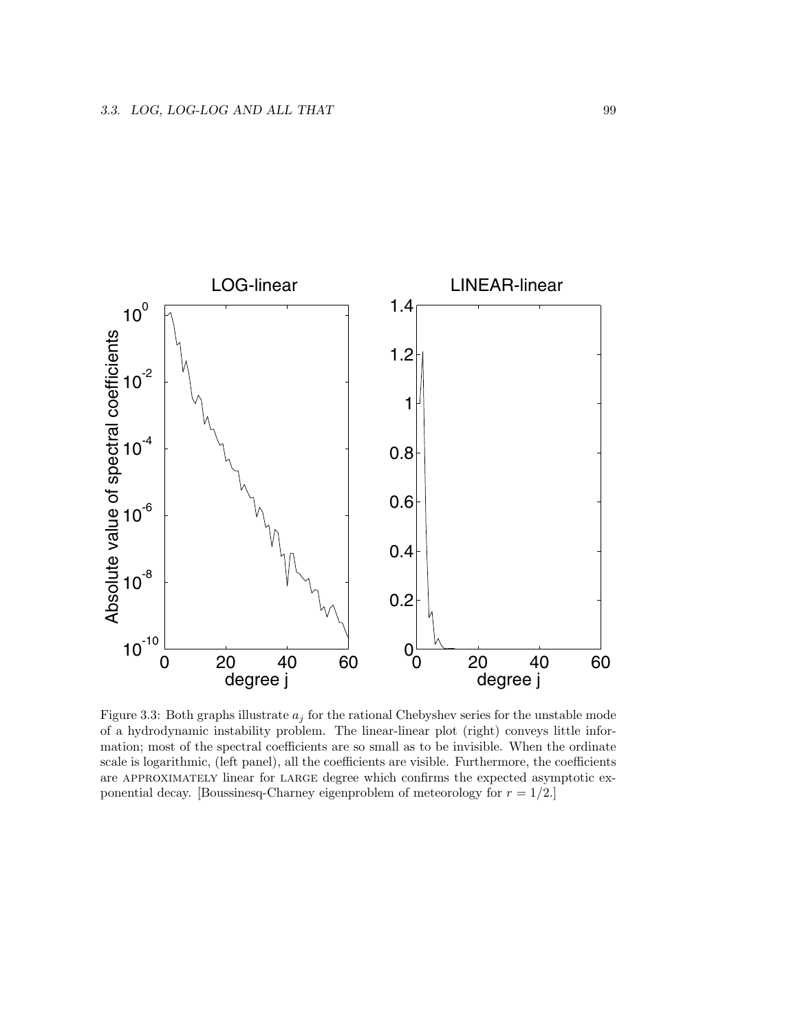Figure 3.3: Both graphs illustrate $a_j$ for the rational Chebyshev series for the unstable mode of a hydrodynamic instability problem. The linear-linear plot (right) conveys little information; most of the spectral coefficients are so small as to be invisible. When the ordinate scale is logarithmic, (left panel), all the coefficients are visible. Furthermore, the coefficients are APPROXIMATELY linear for LARGE degree which confirms the expected asymptotic exponential decay. [Boussinesq-Charney eigenproblem of meteorology for $r = 1/2$.]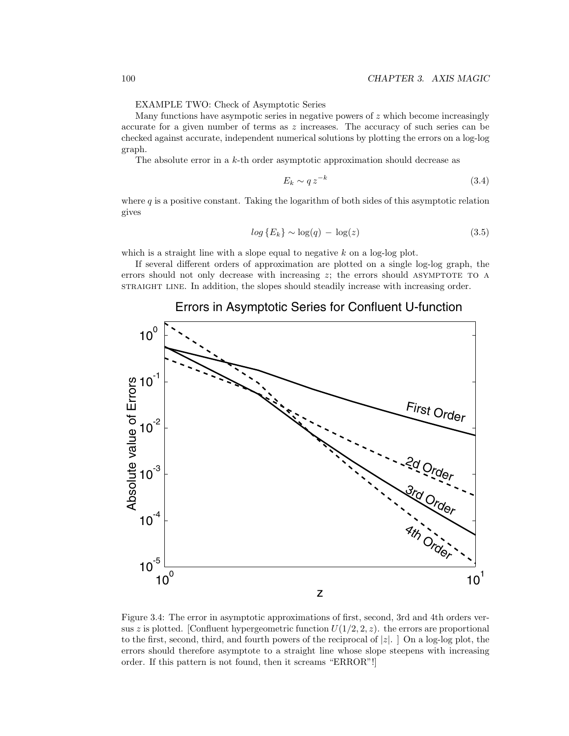EXAMPLE TWO: Check of Asymptotic Series

Many functions have asympotic series in negative powers of $z$ which become increasingly accurate for a given number of terms as $z$ increases. The accuracy of such series can be checked against accurate, independent numerical solutions by plotting the errors on a log-log graph.

The absolute error in a $k$-th order asymptotic approximation should decrease as

$$E_k \sim q\, z^{-k} \tag{3.4}$$

where $q$ is a positive constant. Taking the logarithm of both sides of this asymptotic relation gives

$$log\,\{E_k\} \sim \log(q) \,-\, \log(z) \tag{3.5}$$

which is a straight line with a slope equal to negative $k$ on a log-log plot.

If several different orders of approximation are plotted on a single log-log graph, the errors should not only decrease with increasing $z$; the errors should ASYMPTOTE TO A STRAIGHT LINE. In addition, the slopes should steadily increase with increasing order.

Figure 3.4: The error in asymptotic approximations of first, second, 3rd and 4th orders versus $z$ is plotted. [Confluent hypergeometric function $U(1/2, 2, z)$. the errors are proportional to the first, second, third, and fourth powers of the reciprocal of $|z|$. ] On a log-log plot, the errors should therefore asymptote to a straight line whose slope steepens with increasing order. If this pattern is not found, then it screams "ERROR"!]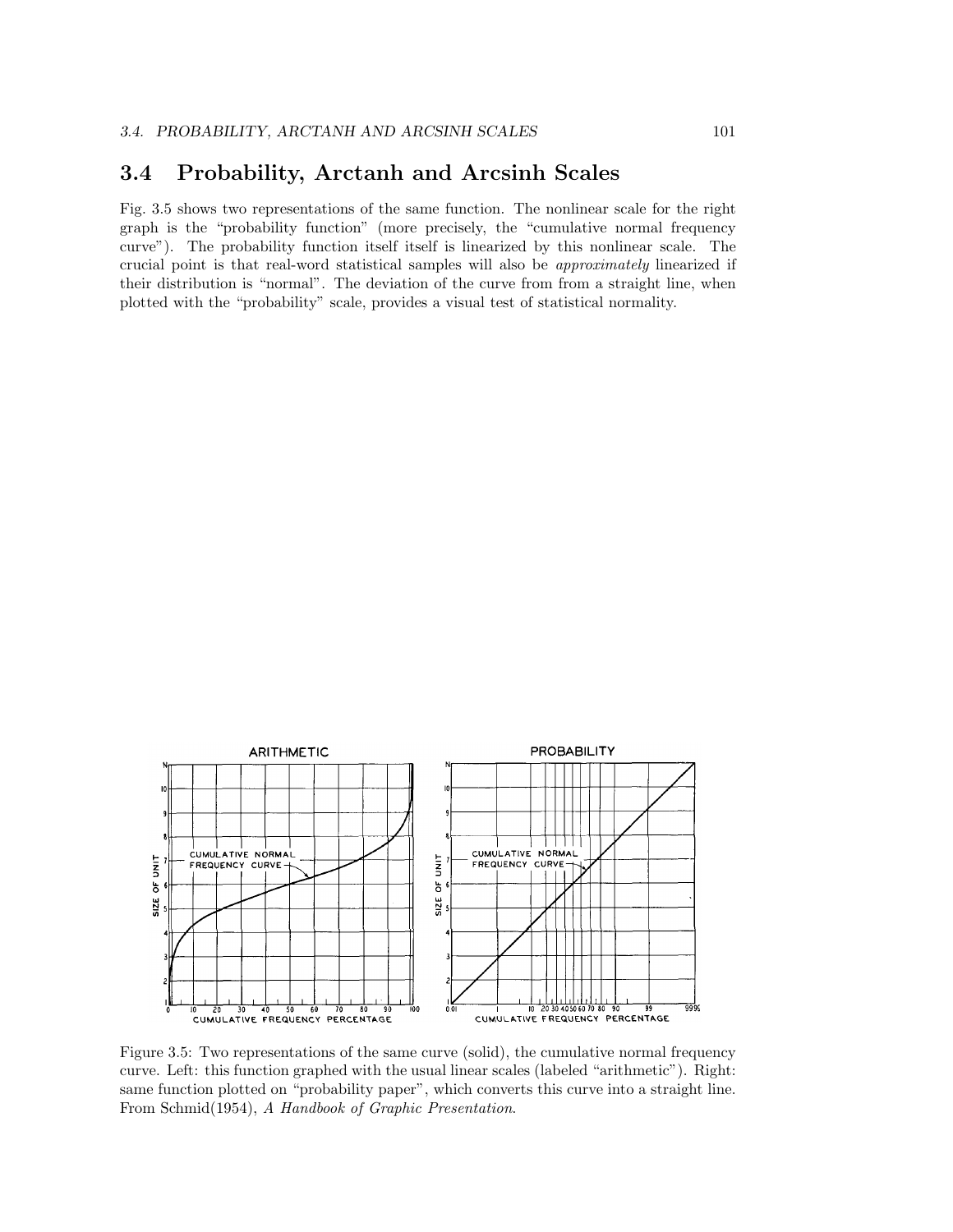## 3.4 Probability, Arctanh and Arcsinh Scales

Fig. 3.5 shows two representations of the same function. The nonlinear scale for the right graph is the "probability function" (more precisely, the "cumulative normal frequency curve"). The probability function itself itself is linearized by this nonlinear scale. The crucial point is that real-word statistical samples will also be *approximately* linearized if their distribution is "normal". The deviation of the curve from from a straight line, when plotted with the "probability" scale, provides a visual test of statistical normality.

Figure 3.5: Two representations of the same curve (solid), the cumulative normal frequency curve. Left: this function graphed with the usual linear scales (labeled "arithmetic"). Right: same function plotted on "probability paper", which converts this curve into a straight line. From Schmid(1954), *A Handbook of Graphic Presentation*.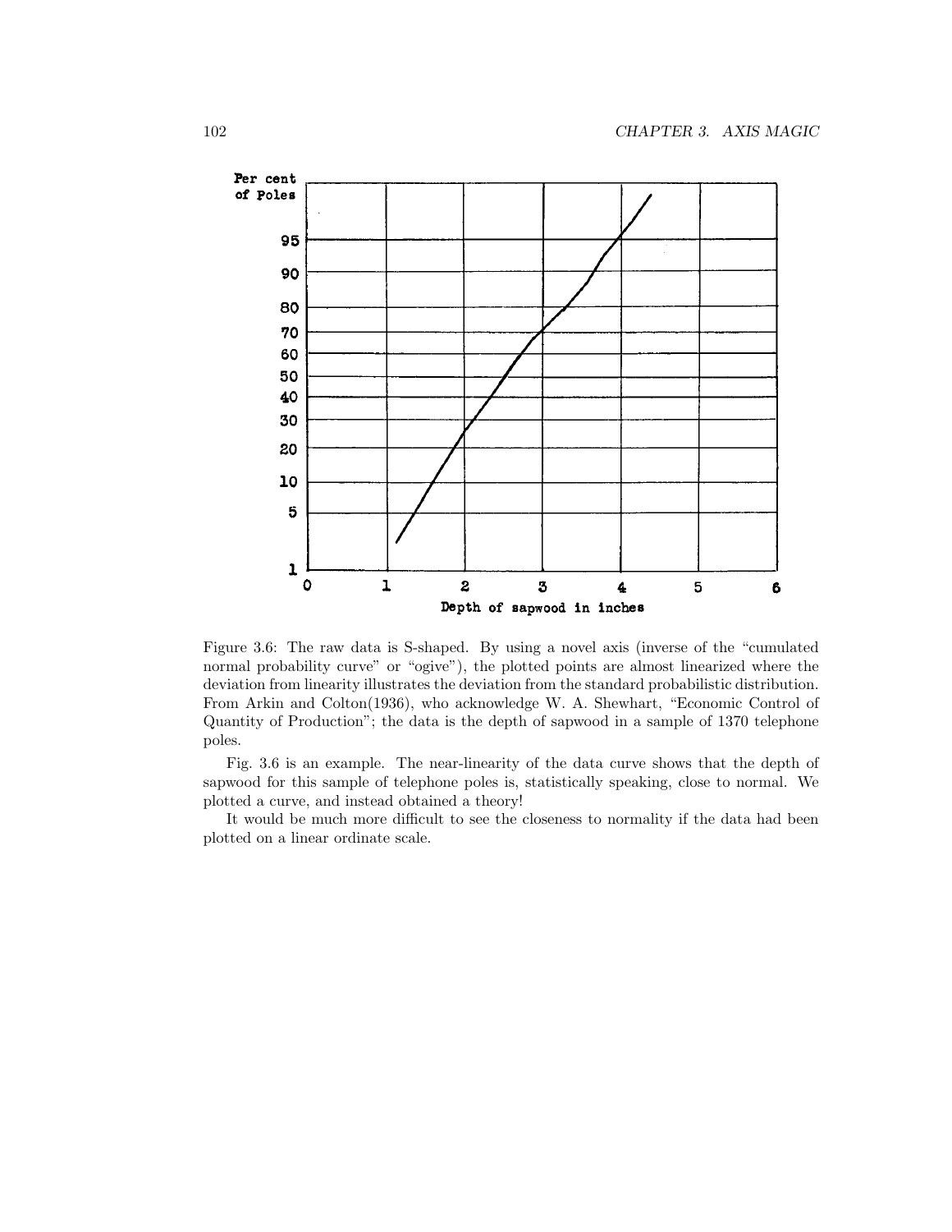Figure 3.6: The raw data is S-shaped. By using a novel axis (inverse of the "cumulated normal probability curve" or "ogive"), the plotted points are almost linearized where the deviation from linearity illustrates the deviation from the standard probabilistic distribution. From Arkin and Colton(1936), who acknowledge W. A. Shewhart, "Economic Control of Quantity of Production"; the data is the depth of sapwood in a sample of 1370 telephone poles.

Fig. 3.6 is an example. The near-linearity of the data curve shows that the depth of sapwood for this sample of telephone poles is, statistically speaking, close to normal. We plotted a curve, and instead obtained a theory!

It would be much more difficult to see the closeness to normality if the data had been plotted on a linear ordinate scale.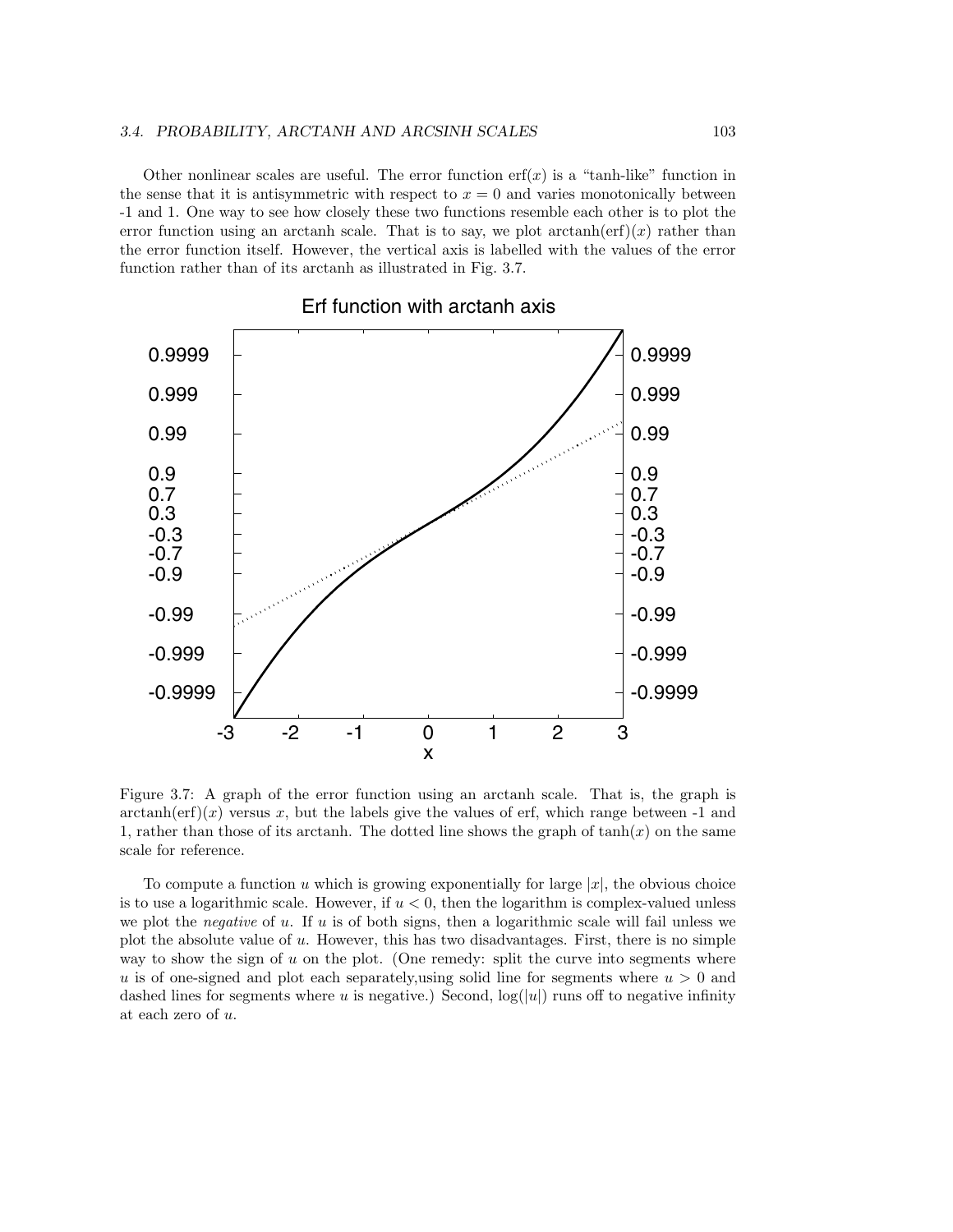Other nonlinear scales are useful. The error function $\text{erf}(x)$ is a "tanh-like" function in the sense that it is antisymmetric with respect to $x = 0$ and varies monotonically between -1 and 1. One way to see how closely these two functions resemble each other is to plot the error function using an arctanh scale. That is to say, we plot $\text{arctanh}(\text{erf})(x)$ rather than the error function itself. However, the vertical axis is labelled with the values of the error function rather than of its arctanh as illustrated in Fig. 3.7.

Figure 3.7: A graph of the error function using an arctanh scale. That is, the graph is $\text{arctanh}(\text{erf})(x)$ versus $x$, but the labels give the values of erf, which range between -1 and 1, rather than those of its arctanh. The dotted line shows the graph of $\tanh(x)$ on the same scale for reference.

To compute a function $u$ which is growing exponentially for large $|x|$, the obvious choice is to use a logarithmic scale. However, if $u < 0$, then the logarithm is complex-valued unless we plot the *negative* of $u$. If $u$ is of both signs, then a logarithmic scale will fail unless we plot the absolute value of $u$. However, this has two disadvantages. First, there is no simple way to show the sign of $u$ on the plot. (One remedy: split the curve into segments where $u$ is of one-signed and plot each separately,using solid line for segments where $u > 0$ and dashed lines for segments where $u$ is negative.) Second, $\log(|u|)$ runs off to negative infinity at each zero of $u$.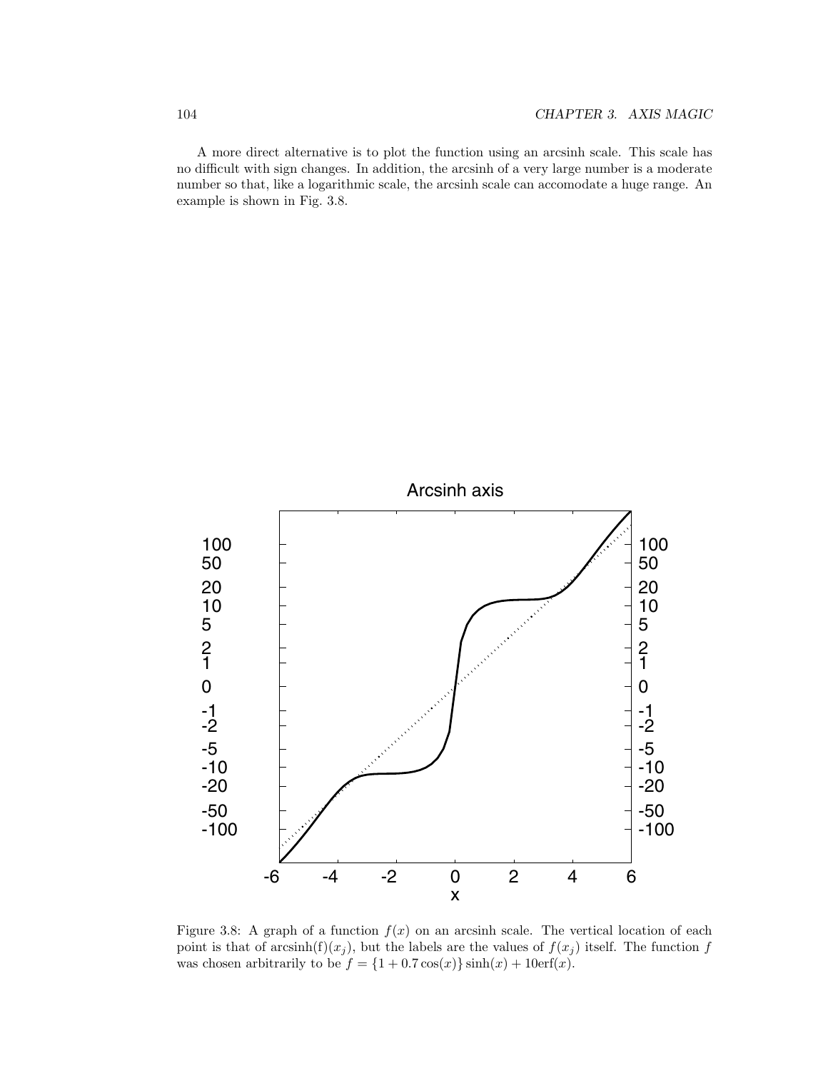A more direct alternative is to plot the function using an arcsinh scale. This scale has no difficult with sign changes. In addition, the arcsinh of a very large number is a moderate number so that, like a logarithmic scale, the arcsinh scale can accomodate a huge range. An example is shown in Fig. 3.8.

Figure 3.8: A graph of a function $f(x)$ on an arcsinh scale. The vertical location of each point is that of $\mathrm{arcsinh}(\mathrm{f})(x_j)$, but the labels are the values of $f(x_j)$ itself. The function $f$ was chosen arbitrarily to be $f = \{1 + 0.7\cos(x)\}\sinh(x) + 10\mathrm{erf}(x)$.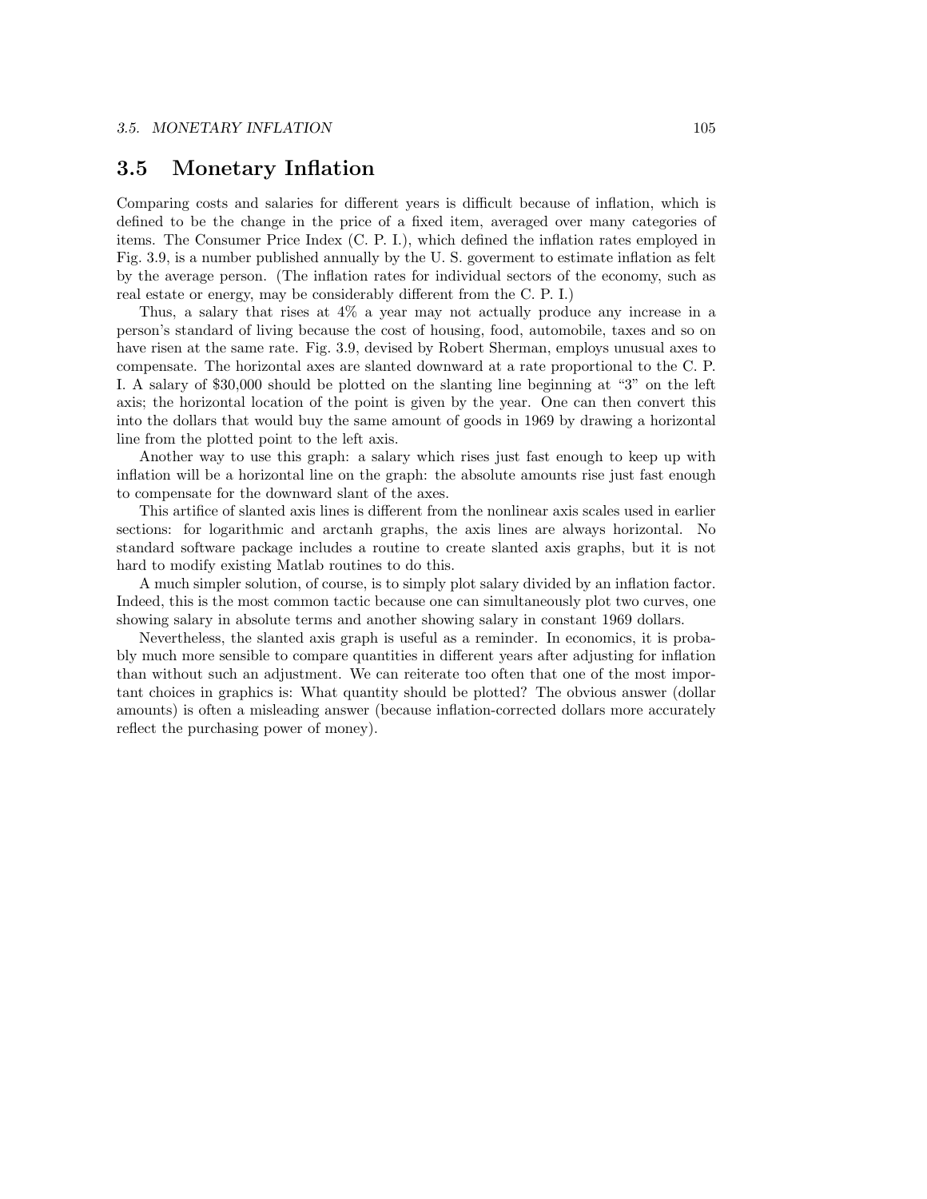## 3.5 Monetary Inflation

Comparing costs and salaries for different years is difficult because of inflation, which is defined to be the change in the price of a fixed item, averaged over many categories of items. The Consumer Price Index (C. P. I.), which defined the inflation rates employed in Fig. 3.9, is a number published annually by the U. S. goverment to estimate inflation as felt by the average person. (The inflation rates for individual sectors of the economy, such as real estate or energy, may be considerably different from the C. P. I.)

Thus, a salary that rises at 4% a year may not actually produce any increase in a person's standard of living because the cost of housing, food, automobile, taxes and so on have risen at the same rate. Fig. 3.9, devised by Robert Sherman, employs unusual axes to compensate. The horizontal axes are slanted downward at a rate proportional to the C. P. I. A salary of $30,000 should be plotted on the slanting line beginning at "3" on the left axis; the horizontal location of the point is given by the year. One can then convert this into the dollars that would buy the same amount of goods in 1969 by drawing a horizontal line from the plotted point to the left axis.

Another way to use this graph: a salary which rises just fast enough to keep up with inflation will be a horizontal line on the graph: the absolute amounts rise just fast enough to compensate for the downward slant of the axes.

This artifice of slanted axis lines is different from the nonlinear axis scales used in earlier sections: for logarithmic and arctanh graphs, the axis lines are always horizontal. No standard software package includes a routine to create slanted axis graphs, but it is not hard to modify existing Matlab routines to do this.

A much simpler solution, of course, is to simply plot salary divided by an inflation factor. Indeed, this is the most common tactic because one can simultaneously plot two curves, one showing salary in absolute terms and another showing salary in constant 1969 dollars.

Nevertheless, the slanted axis graph is useful as a reminder. In economics, it is probably much more sensible to compare quantities in different years after adjusting for inflation than without such an adjustment. We can reiterate too often that one of the most important choices in graphics is: What quantity should be plotted? The obvious answer (dollar amounts) is often a misleading answer (because inflation-corrected dollars more accurately reflect the purchasing power of money).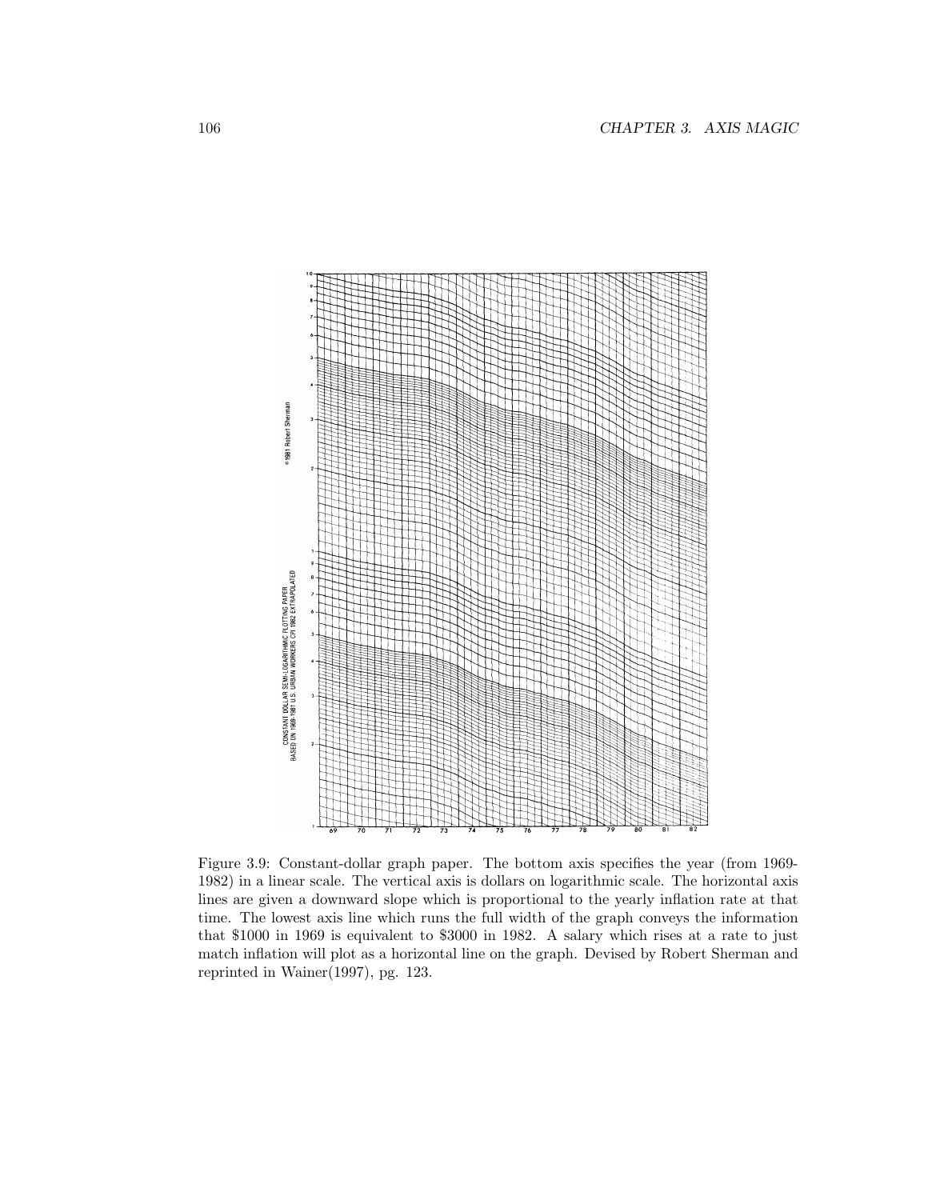Figure 3.9: Constant-dollar graph paper. The bottom axis specifies the year (from 1969-1982) in a linear scale. The vertical axis is dollars on logarithmic scale. The horizontal axis lines are given a downward slope which is proportional to the yearly inflation rate at that time. The lowest axis line which runs the full width of the graph conveys the information that \$1000 in 1969 is equivalent to \$3000 in 1982. A salary which rises at a rate to just match inflation will plot as a horizontal line on the graph. Devised by Robert Sherman and reprinted in Wainer(1997), pg. 123.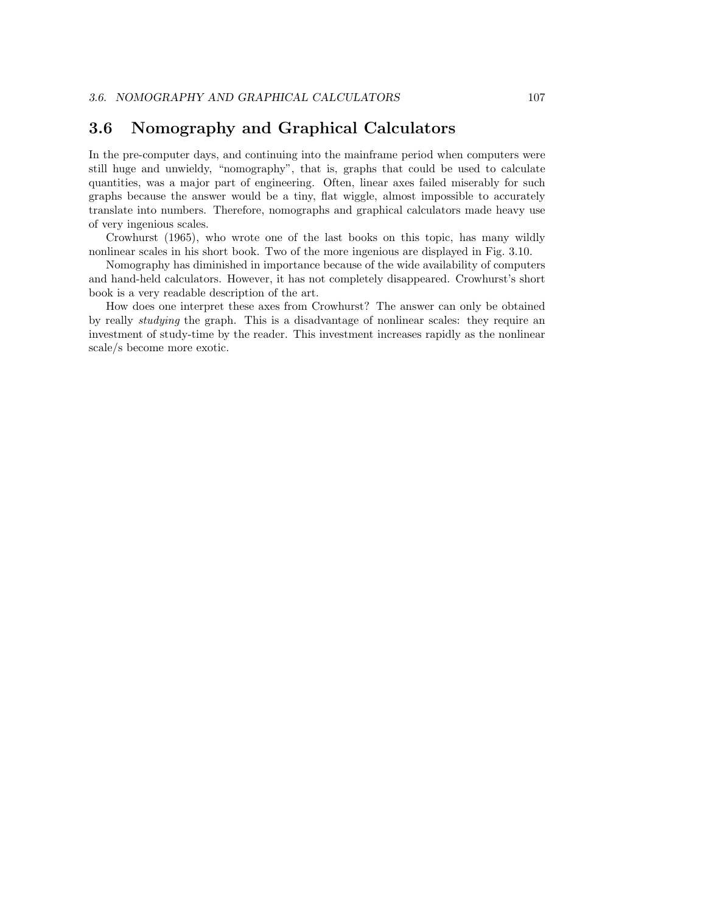## 3.6 Nomography and Graphical Calculators

In the pre-computer days, and continuing into the mainframe period when computers were still huge and unwieldy, "nomography", that is, graphs that could be used to calculate quantities, was a major part of engineering. Often, linear axes failed miserably for such graphs because the answer would be a tiny, flat wiggle, almost impossible to accurately translate into numbers. Therefore, nomographs and graphical calculators made heavy use of very ingenious scales.

Crowhurst (1965), who wrote one of the last books on this topic, has many wildly nonlinear scales in his short book. Two of the more ingenious are displayed in Fig. 3.10.

Nomography has diminished in importance because of the wide availability of computers and hand-held calculators. However, it has not completely disappeared. Crowhurst's short book is a very readable description of the art.

How does one interpret these axes from Crowhurst? The answer can only be obtained by really *studying* the graph. This is a disadvantage of nonlinear scales: they require an investment of study-time by the reader. This investment increases rapidly as the nonlinear scale/s become more exotic.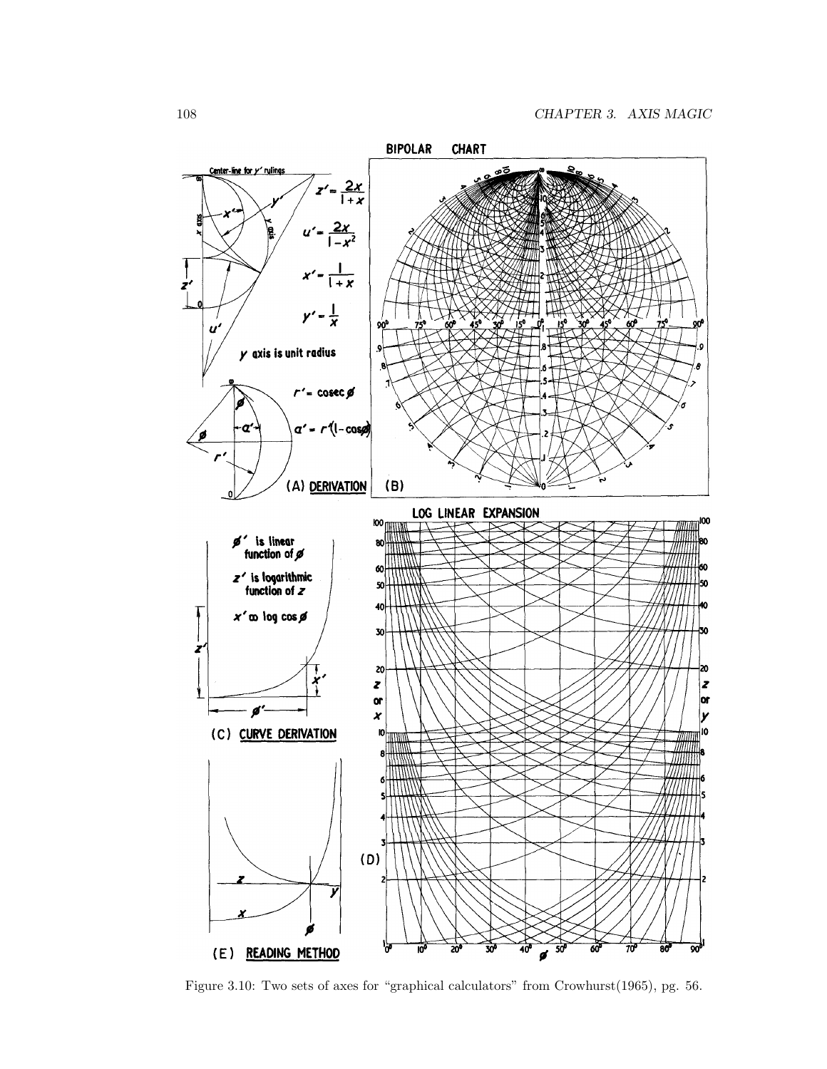BIPOLAR CHART

Center-line for $y'$ rulings

$z' = \frac{2x}{1+x}$

$u' = \frac{2x}{1-x^2}$

$x' = \frac{1}{1+x}$

$y' = \frac{1}{x}$

$y$ axis is unit radius

$r' = \text{cosec}\,\phi$

$a' = r'(1-\cos\phi)$

(A) DERIVATION (B)

LOG LINEAR EXPANSION

$\phi'$ is linear function of $\phi$

$z'$ is logarithmic function of $z$

$x' \infty \log \cos\phi$

(C) CURVE DERIVATION

(D)

(E) READING METHOD

Figure 3.10: Two sets of axes for "graphical calculators" from Crowhurst(1965), pg. 56.